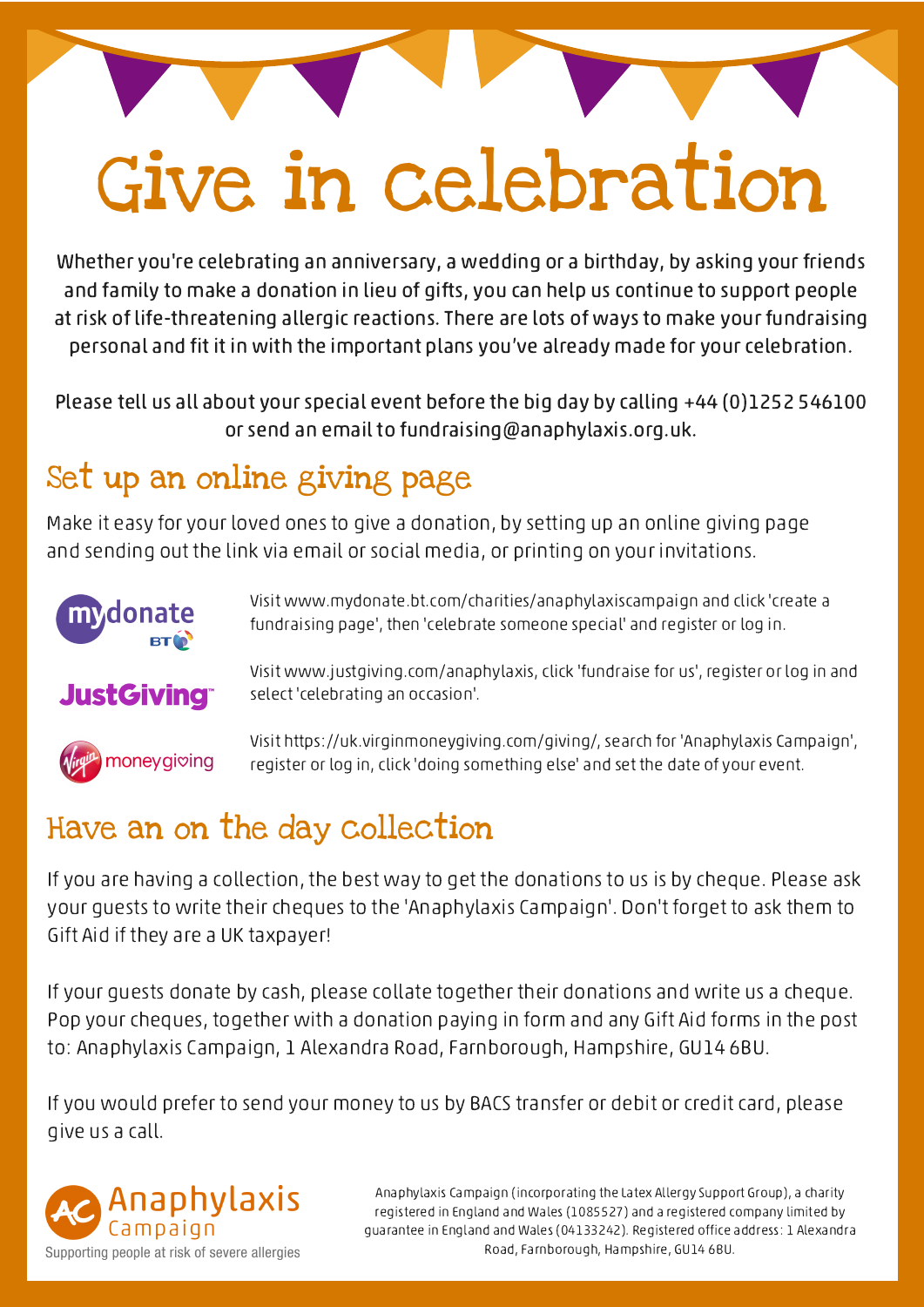# Give in Celebration

Whether you're celebrating an anniversary, a wedding or a birthday, by asking your friends and family to make a donation in lieu of gifts, you can help us continue to support people at risk of life-threatening allergic reactions. There are lots of ways to make your fundraising personal and fit it in with the important plans you've already made for your celebration.

Please tell us all about your special event before the big day by calling +44 (0)1252 546100 or send an email to fundraising@anaphylaxis.org.uk.

## Set up an online giving page

Make it easy for your loved ones to give a donation, by setting up an online giving page and sending out the link via email or social media, or printing on your invitations.

**mydonate BT**

Visit www.mydonate.bt.com/charities/anaphylaxiscampaign and click 'create a fundraising page', then 'celebrate someone special' and register or log in.

**JustGiving**

Visit www.justgiving.com/anaphylaxis, click 'fundraise for us', register or log in and select 'celebrating an occasion'.

**Virgin moneygiving**

Visit https://uk.virginmoneygiving.com/giving/, search for 'Anaphylaxis Campaign', register or log in, click 'doing something else' and set the date of your event.

## Have an on the day collection

If you are having a collection, the best way to get the donations to us is by cheque. Please ask your guests to write their cheques to the 'Anaphylaxis Campaign'. Don't forget to ask them to Gift Aid if they are a UK taxpayer!

If your guests donate by cash, please collate together their donations and write us a cheque. Pop your cheques, together with a donation paying in form and any Gift Aid forms in the post to: Anaphylaxis Campaign, 1 Alexandra Road, Farnborough, Hampshire, GU14 6BU.

If you would prefer to send your money to us by BACS transfer or debit or credit card, please give us a call.

**Anaphylaxis Campaign**
Supporting people at risk of severe allergies

Anaphylaxis Campaign (incorporating the Latex Allergy Support Group), a charity registered in England and Wales (1085527) and a registered company limited by guarantee in England and Wales (04133242). Registered office address: 1 Alexandra Road, Farnborough, Hampshire, GU14 6BU.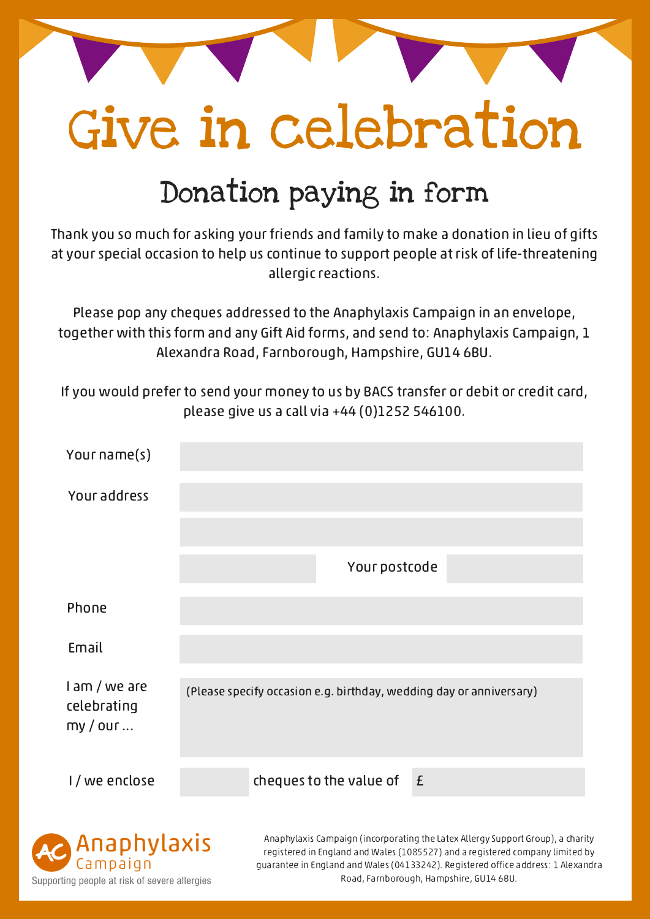# Give in Celebration

## Donation paying in form

Thank you so much for asking your friends and family to make a donation in lieu of gifts at your special occasion to help us continue to support people at risk of life-threatening allergic reactions.

Please pop any cheques addressed to the Anaphylaxis Campaign in an envelope, together with this form and any Gift Aid forms, and send to: Anaphylaxis Campaign, 1 Alexandra Road, Farnborough, Hampshire, GU14 6BU.

If you would prefer to send your money to us by BACS transfer or debit or credit card, please give us a call via +44 (0)1252 546100.

| | | | |
|---|---|---|---|
| Your name(s) | | | |
| Your address | | | |
| | | | |
| | | Your postcode | |
| Phone | | | |
| Email | | | |
| I am / we are celebrating my / our ... | (Please specify occasion e.g. birthday, wedding day or anniversary) | | |
| I / we enclose | | cheques to the value of | £ |

Anaphylaxis Campaign

Supporting people at risk of severe allergies

Anaphylaxis Campaign (incorporating the Latex Allergy Support Group), a charity registered in England and Wales (1085527) and a registered company limited by guarantee in England and Wales (04133242). Registered office address: 1 Alexandra Road, Farnborough, Hampshire, GU14 6BU.